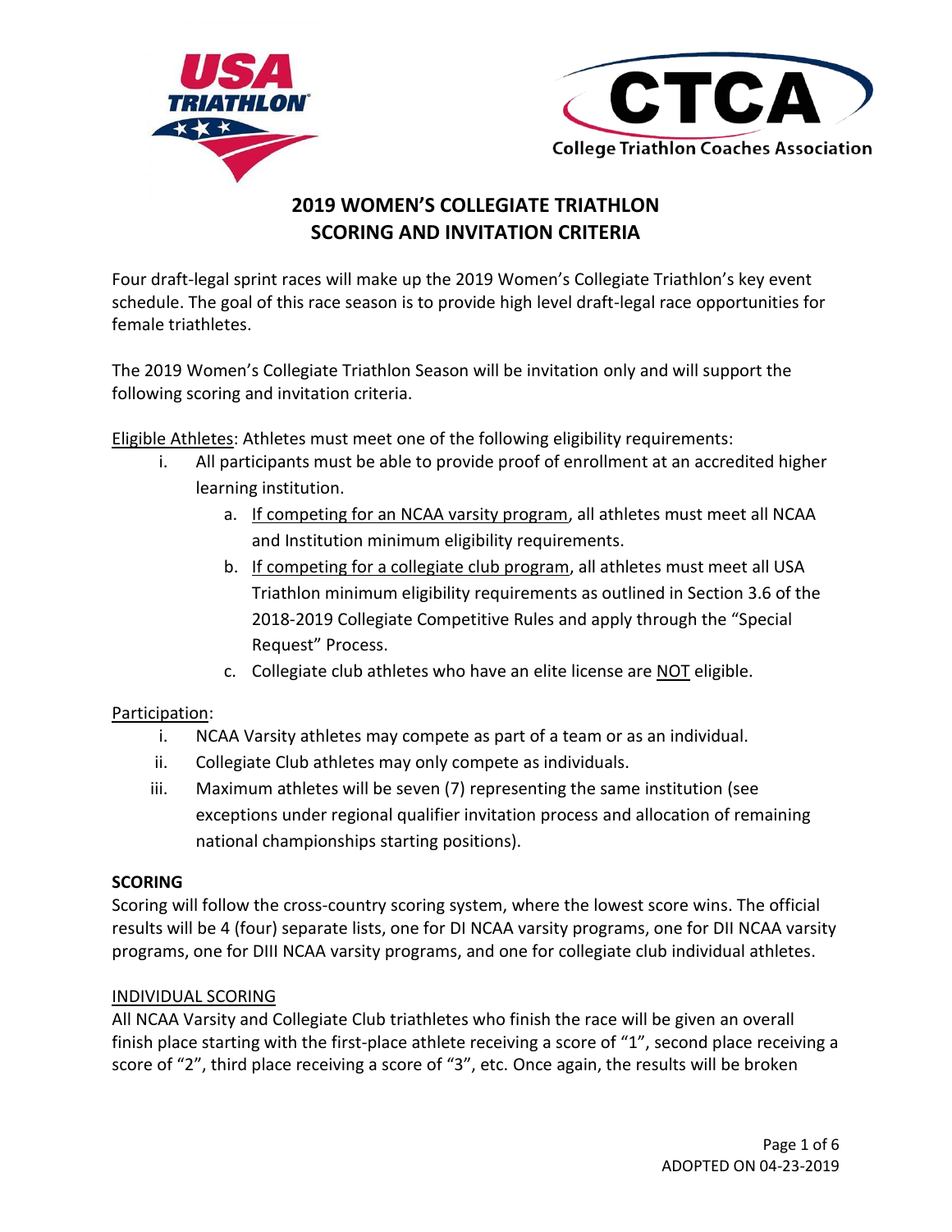# 2019 WOMEN'S COLLEGIATE TRIATHLON SCORING AND INVITATION CRITERIA

Four draft-legal sprint races will make up the 2019 Women's Collegiate Triathlon's key event schedule. The goal of this race season is to provide high level draft-legal race opportunities for female triathletes.

The 2019 Women's Collegiate Triathlon Season will be invitation only and will support the following scoring and invitation criteria.

Eligible Athletes: Athletes must meet one of the following eligibility requirements:

i. All participants must be able to provide proof of enrollment at an accredited higher learning institution.
   a. If competing for an NCAA varsity program, all athletes must meet all NCAA and Institution minimum eligibility requirements.
   b. If competing for a collegiate club program, all athletes must meet all USA Triathlon minimum eligibility requirements as outlined in Section 3.6 of the 2018-2019 Collegiate Competitive Rules and apply through the "Special Request" Process.
   c. Collegiate club athletes who have an elite license are NOT eligible.

Participation:

i. NCAA Varsity athletes may compete as part of a team or as an individual.
ii. Collegiate Club athletes may only compete as individuals.
iii. Maximum athletes will be seven (7) representing the same institution (see exceptions under regional qualifier invitation process and allocation of remaining national championships starting positions).

**SCORING**

Scoring will follow the cross-country scoring system, where the lowest score wins. The official results will be 4 (four) separate lists, one for DI NCAA varsity programs, one for DII NCAA varsity programs, one for DIII NCAA varsity programs, and one for collegiate club individual athletes.

INDIVIDUAL SCORING

All NCAA Varsity and Collegiate Club triathletes who finish the race will be given an overall finish place starting with the first-place athlete receiving a score of "1", second place receiving a score of "2", third place receiving a score of "3", etc. Once again, the results will be broken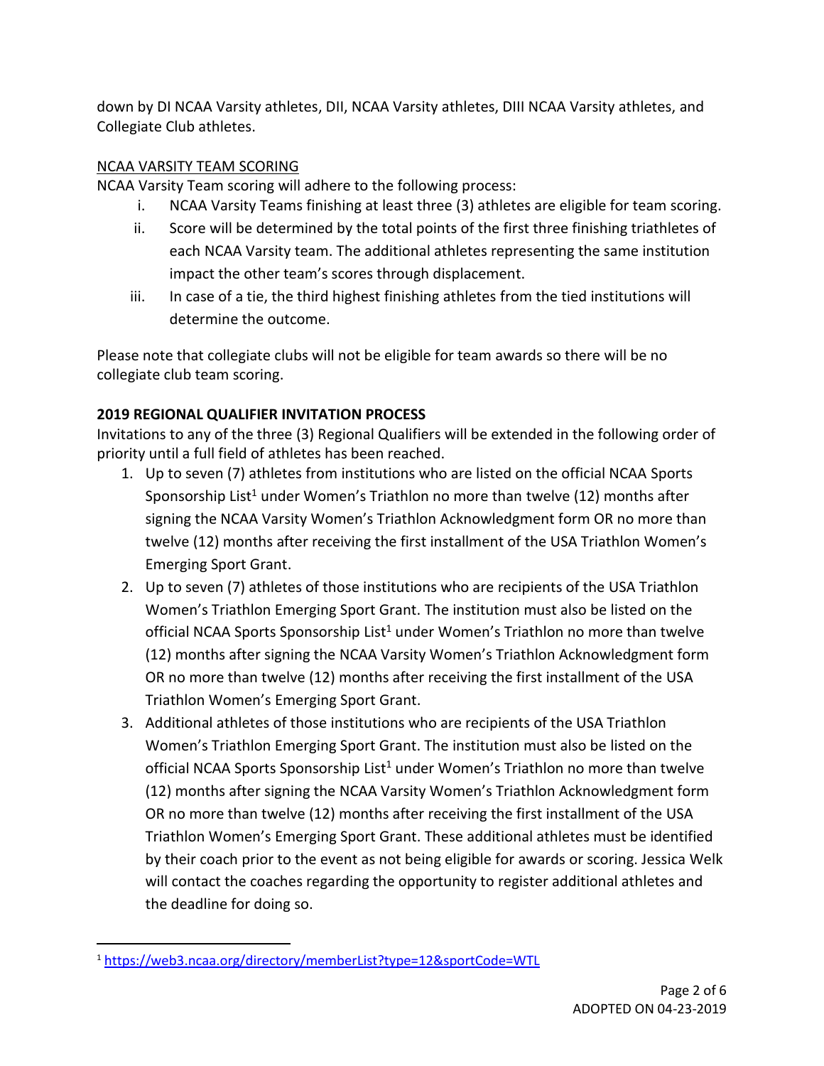down by DI NCAA Varsity athletes, DII, NCAA Varsity athletes, DIII NCAA Varsity athletes, and Collegiate Club athletes.

NCAA VARSITY TEAM SCORING

NCAA Varsity Team scoring will adhere to the following process:

i. NCAA Varsity Teams finishing at least three (3) athletes are eligible for team scoring.
ii. Score will be determined by the total points of the first three finishing triathletes of each NCAA Varsity team. The additional athletes representing the same institution impact the other team's scores through displacement.
iii. In case of a tie, the third highest finishing athletes from the tied institutions will determine the outcome.

Please note that collegiate clubs will not be eligible for team awards so there will be no collegiate club team scoring.

**2019 REGIONAL QUALIFIER INVITATION PROCESS**

Invitations to any of the three (3) Regional Qualifiers will be extended in the following order of priority until a full field of athletes has been reached.

1. Up to seven (7) athletes from institutions who are listed on the official NCAA Sports Sponsorship List[1] under Women's Triathlon no more than twelve (12) months after signing the NCAA Varsity Women's Triathlon Acknowledgment form OR no more than twelve (12) months after receiving the first installment of the USA Triathlon Women's Emerging Sport Grant.
2. Up to seven (7) athletes of those institutions who are recipients of the USA Triathlon Women's Triathlon Emerging Sport Grant. The institution must also be listed on the official NCAA Sports Sponsorship List[1] under Women's Triathlon no more than twelve (12) months after signing the NCAA Varsity Women's Triathlon Acknowledgment form OR no more than twelve (12) months after receiving the first installment of the USA Triathlon Women's Emerging Sport Grant.
3. Additional athletes of those institutions who are recipients of the USA Triathlon Women's Triathlon Emerging Sport Grant. The institution must also be listed on the official NCAA Sports Sponsorship List[1] under Women's Triathlon no more than twelve (12) months after signing the NCAA Varsity Women's Triathlon Acknowledgment form OR no more than twelve (12) months after receiving the first installment of the USA Triathlon Women's Emerging Sport Grant. These additional athletes must be identified by their coach prior to the event as not being eligible for awards or scoring. Jessica Welk will contact the coaches regarding the opportunity to register additional athletes and the deadline for doing so.

[1] https://web3.ncaa.org/directory/memberList?type=12&sportCode=WTL

ADOPTED ON 04-23-2019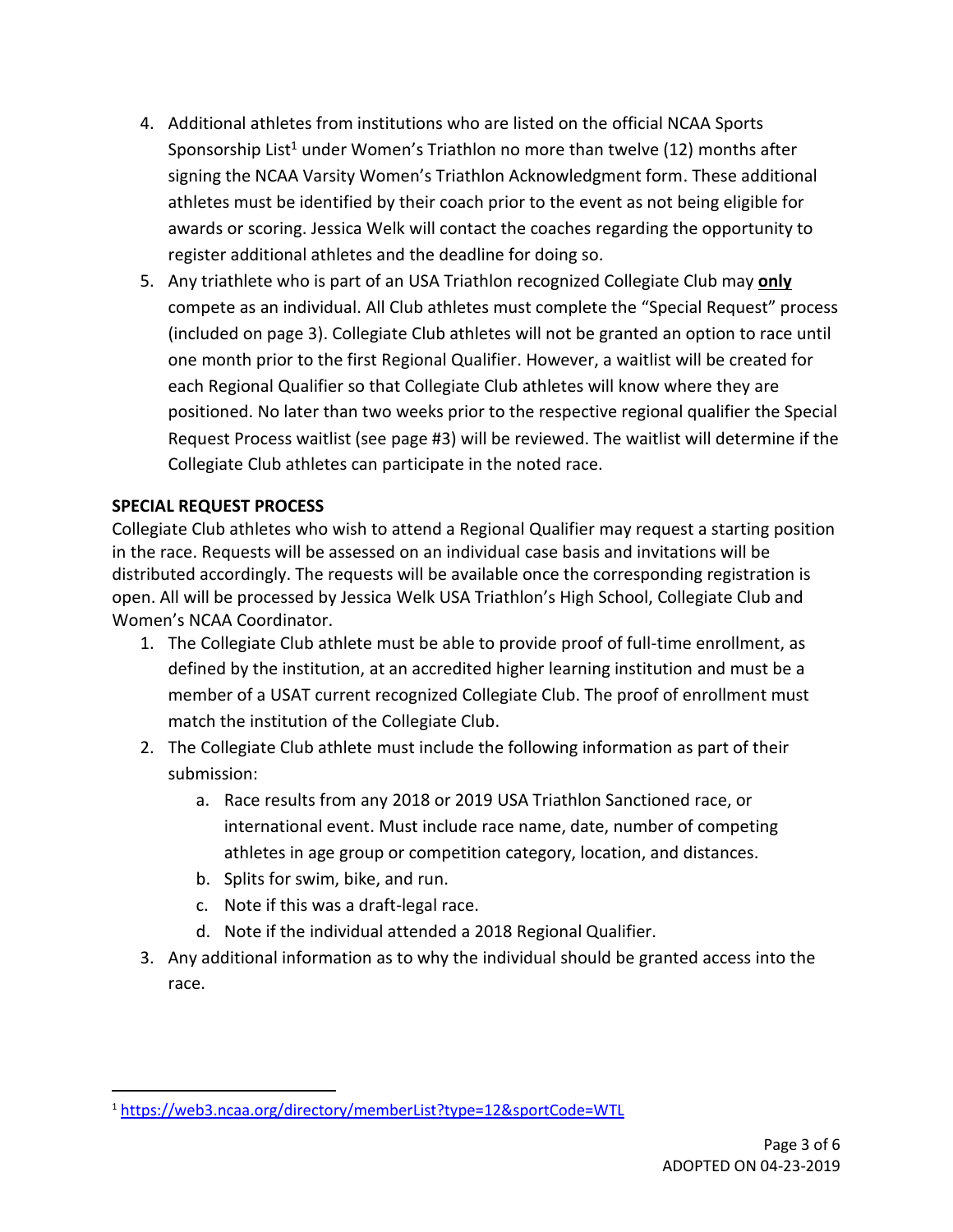4. Additional athletes from institutions who are listed on the official NCAA Sports Sponsorship List[1] under Women's Triathlon no more than twelve (12) months after signing the NCAA Varsity Women's Triathlon Acknowledgment form. These additional athletes must be identified by their coach prior to the event as not being eligible for awards or scoring. Jessica Welk will contact the coaches regarding the opportunity to register additional athletes and the deadline for doing so.
5. Any triathlete who is part of an USA Triathlon recognized Collegiate Club may **only** compete as an individual. All Club athletes must complete the "Special Request" process (included on page 3). Collegiate Club athletes will not be granted an option to race until one month prior to the first Regional Qualifier. However, a waitlist will be created for each Regional Qualifier so that Collegiate Club athletes will know where they are positioned. No later than two weeks prior to the respective regional qualifier the Special Request Process waitlist (see page #3) will be reviewed. The waitlist will determine if the Collegiate Club athletes can participate in the noted race.

**SPECIAL REQUEST PROCESS**

Collegiate Club athletes who wish to attend a Regional Qualifier may request a starting position in the race. Requests will be assessed on an individual case basis and invitations will be distributed accordingly. The requests will be available once the corresponding registration is open. All will be processed by Jessica Welk USA Triathlon's High School, Collegiate Club and Women's NCAA Coordinator.

1. The Collegiate Club athlete must be able to provide proof of full-time enrollment, as defined by the institution, at an accredited higher learning institution and must be a member of a USAT current recognized Collegiate Club. The proof of enrollment must match the institution of the Collegiate Club.
2. The Collegiate Club athlete must include the following information as part of their submission:
    a. Race results from any 2018 or 2019 USA Triathlon Sanctioned race, or international event. Must include race name, date, number of competing athletes in age group or competition category, location, and distances.
    b. Splits for swim, bike, and run.
    c. Note if this was a draft-legal race.
    d. Note if the individual attended a 2018 Regional Qualifier.
3. Any additional information as to why the individual should be granted access into the race.

[1] https://web3.ncaa.org/directory/memberList?type=12&sportCode=WTL

ADOPTED ON 04-23-2019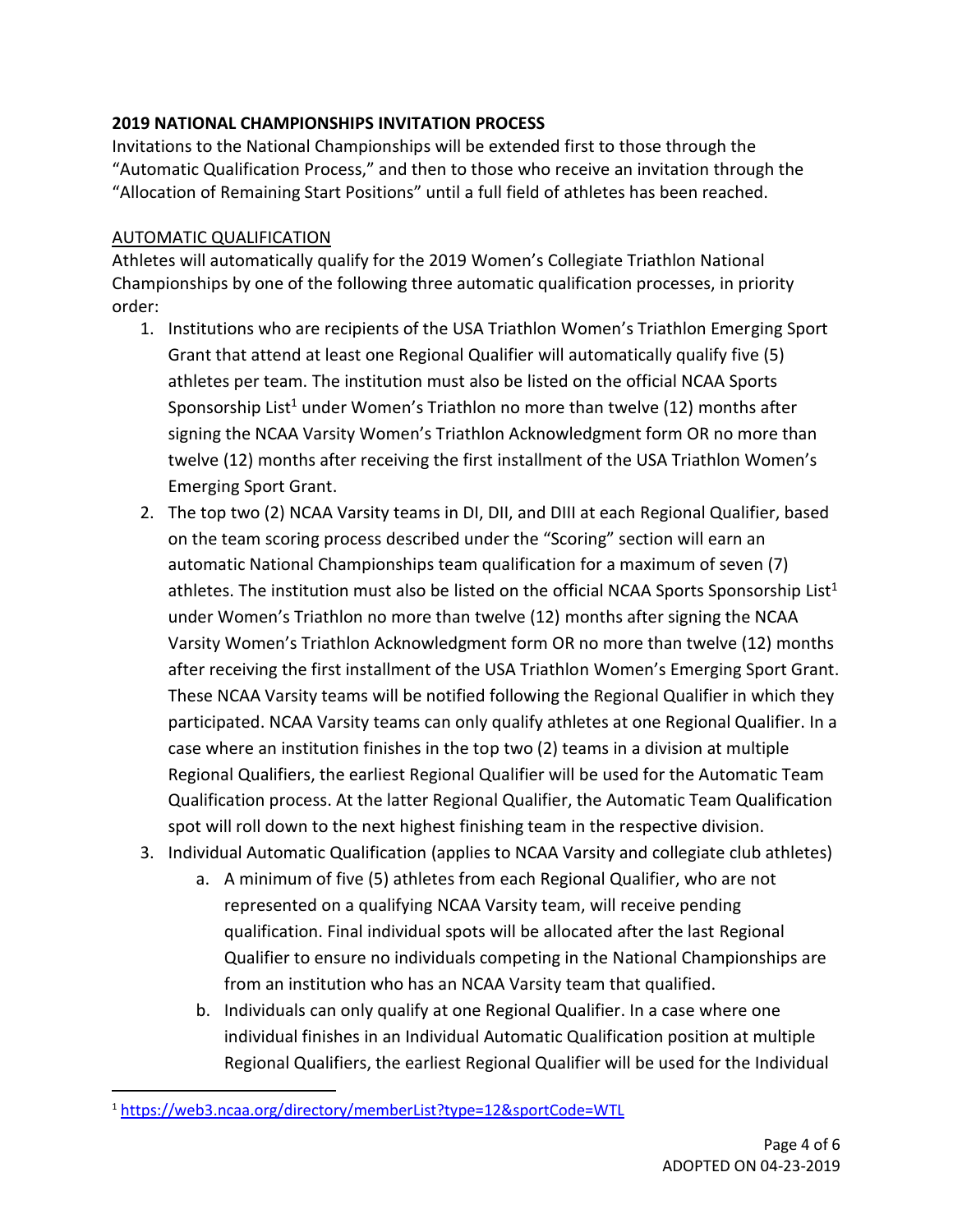**2019 NATIONAL CHAMPIONSHIPS INVITATION PROCESS**

Invitations to the National Championships will be extended first to those through the "Automatic Qualification Process," and then to those who receive an invitation through the "Allocation of Remaining Start Positions" until a full field of athletes has been reached.

AUTOMATIC QUALIFICATION

Athletes will automatically qualify for the 2019 Women's Collegiate Triathlon National Championships by one of the following three automatic qualification processes, in priority order:

1. Institutions who are recipients of the USA Triathlon Women's Triathlon Emerging Sport Grant that attend at least one Regional Qualifier will automatically qualify five (5) athletes per team. The institution must also be listed on the official NCAA Sports Sponsorship List[1] under Women's Triathlon no more than twelve (12) months after signing the NCAA Varsity Women's Triathlon Acknowledgment form OR no more than twelve (12) months after receiving the first installment of the USA Triathlon Women's Emerging Sport Grant.
2. The top two (2) NCAA Varsity teams in DI, DII, and DIII at each Regional Qualifier, based on the team scoring process described under the "Scoring" section will earn an automatic National Championships team qualification for a maximum of seven (7) athletes. The institution must also be listed on the official NCAA Sports Sponsorship List[1] under Women's Triathlon no more than twelve (12) months after signing the NCAA Varsity Women's Triathlon Acknowledgment form OR no more than twelve (12) months after receiving the first installment of the USA Triathlon Women's Emerging Sport Grant. These NCAA Varsity teams will be notified following the Regional Qualifier in which they participated. NCAA Varsity teams can only qualify athletes at one Regional Qualifier. In a case where an institution finishes in the top two (2) teams in a division at multiple Regional Qualifiers, the earliest Regional Qualifier will be used for the Automatic Team Qualification process. At the latter Regional Qualifier, the Automatic Team Qualification spot will roll down to the next highest finishing team in the respective division.
3. Individual Automatic Qualification (applies to NCAA Varsity and collegiate club athletes)
    a. A minimum of five (5) athletes from each Regional Qualifier, who are not represented on a qualifying NCAA Varsity team, will receive pending qualification. Final individual spots will be allocated after the last Regional Qualifier to ensure no individuals competing in the National Championships are from an institution who has an NCAA Varsity team that qualified.
    b. Individuals can only qualify at one Regional Qualifier. In a case where one individual finishes in an Individual Automatic Qualification position at multiple Regional Qualifiers, the earliest Regional Qualifier will be used for the Individual

[1] https://web3.ncaa.org/directory/memberList?type=12&sportCode=WTL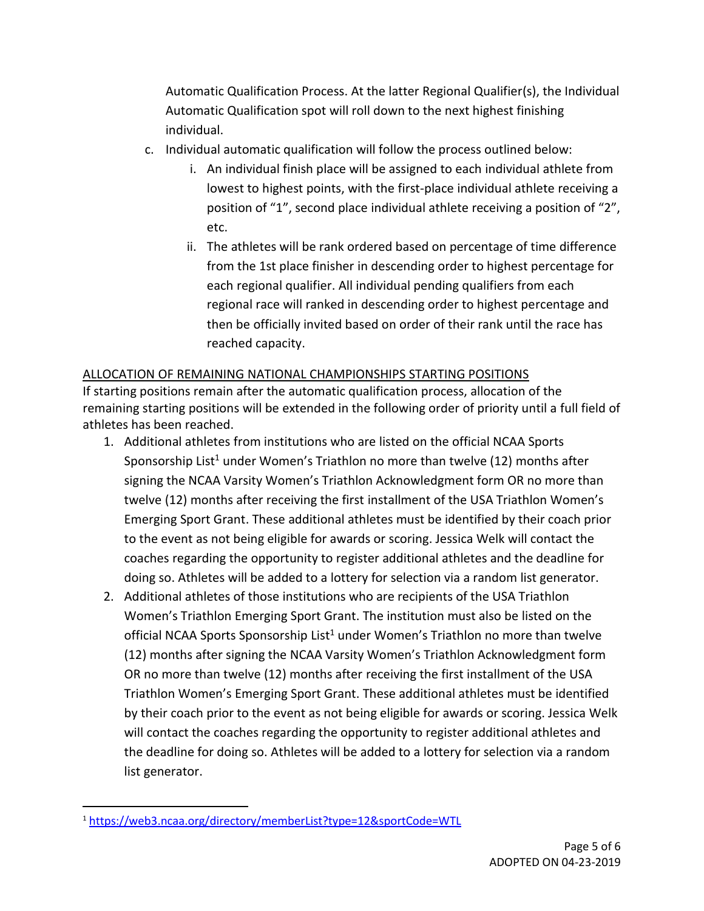Automatic Qualification Process. At the latter Regional Qualifier(s), the Individual Automatic Qualification spot will roll down to the next highest finishing individual.

c. Individual automatic qualification will follow the process outlined below:
   i. An individual finish place will be assigned to each individual athlete from lowest to highest points, with the first-place individual athlete receiving a position of "1", second place individual athlete receiving a position of "2", etc.
   ii. The athletes will be rank ordered based on percentage of time difference from the 1st place finisher in descending order to highest percentage for each regional qualifier. All individual pending qualifiers from each regional race will ranked in descending order to highest percentage and then be officially invited based on order of their rank until the race has reached capacity.

<u>ALLOCATION OF REMAINING NATIONAL CHAMPIONSHIPS STARTING POSITIONS</u>

If starting positions remain after the automatic qualification process, allocation of the remaining starting positions will be extended in the following order of priority until a full field of athletes has been reached.

1. Additional athletes from institutions who are listed on the official NCAA Sports Sponsorship List[1] under Women's Triathlon no more than twelve (12) months after signing the NCAA Varsity Women's Triathlon Acknowledgment form OR no more than twelve (12) months after receiving the first installment of the USA Triathlon Women's Emerging Sport Grant. These additional athletes must be identified by their coach prior to the event as not being eligible for awards or scoring. Jessica Welk will contact the coaches regarding the opportunity to register additional athletes and the deadline for doing so. Athletes will be added to a lottery for selection via a random list generator.
2. Additional athletes of those institutions who are recipients of the USA Triathlon Women's Triathlon Emerging Sport Grant. The institution must also be listed on the official NCAA Sports Sponsorship List[1] under Women's Triathlon no more than twelve (12) months after signing the NCAA Varsity Women's Triathlon Acknowledgment form OR no more than twelve (12) months after receiving the first installment of the USA Triathlon Women's Emerging Sport Grant. These additional athletes must be identified by their coach prior to the event as not being eligible for awards or scoring. Jessica Welk will contact the coaches regarding the opportunity to register additional athletes and the deadline for doing so. Athletes will be added to a lottery for selection via a random list generator.

---

[1] https://web3.ncaa.org/directory/memberList?type=12&sportCode=WTL

ADOPTED ON 04-23-2019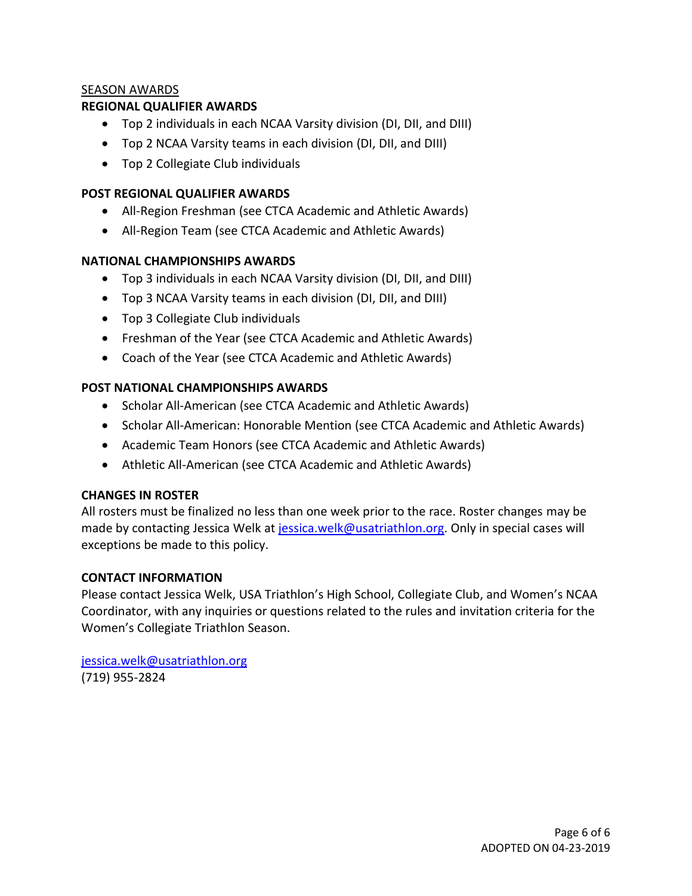SEASON AWARDS

**REGIONAL QUALIFIER AWARDS**

- Top 2 individuals in each NCAA Varsity division (DI, DII, and DIII)
- Top 2 NCAA Varsity teams in each division (DI, DII, and DIII)
- Top 2 Collegiate Club individuals

**POST REGIONAL QUALIFIER AWARDS**

- All-Region Freshman (see CTCA Academic and Athletic Awards)
- All-Region Team (see CTCA Academic and Athletic Awards)

**NATIONAL CHAMPIONSHIPS AWARDS**

- Top 3 individuals in each NCAA Varsity division (DI, DII, and DIII)
- Top 3 NCAA Varsity teams in each division (DI, DII, and DIII)
- Top 3 Collegiate Club individuals
- Freshman of the Year (see CTCA Academic and Athletic Awards)
- Coach of the Year (see CTCA Academic and Athletic Awards)

**POST NATIONAL CHAMPIONSHIPS AWARDS**

- Scholar All-American (see CTCA Academic and Athletic Awards)
- Scholar All-American: Honorable Mention (see CTCA Academic and Athletic Awards)
- Academic Team Honors (see CTCA Academic and Athletic Awards)
- Athletic All-American (see CTCA Academic and Athletic Awards)

**CHANGES IN ROSTER**

All rosters must be finalized no less than one week prior to the race. Roster changes may be made by contacting Jessica Welk at jessica.welk@usatriathlon.org. Only in special cases will exceptions be made to this policy.

**CONTACT INFORMATION**

Please contact Jessica Welk, USA Triathlon's High School, Collegiate Club, and Women's NCAA Coordinator, with any inquiries or questions related to the rules and invitation criteria for the Women's Collegiate Triathlon Season.

jessica.welk@usatriathlon.org
(719) 955-2824

ADOPTED ON 04-23-2019